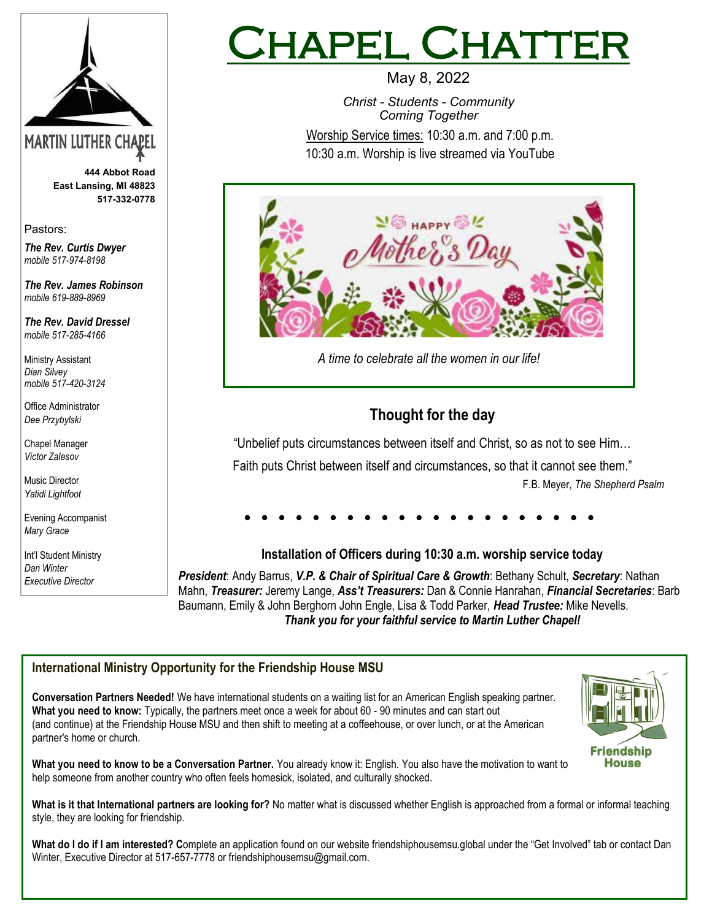# Chapel Chatter

May 8, 2022

*Christ - Students - Community*
*Coming Together*

Worship Service times: 10:30 a.m. and 7:00 p.m.
10:30 a.m. Worship is live streamed via YouTube

**MARTIN LUTHER CHAPEL**

**444 Abbot Road**
**East Lansing, MI 48823**
**517-332-0778**

Pastors:

***The Rev. Curtis Dwyer***
*mobile 517-974-8198*

***The Rev. James Robinson***
*mobile 619-889-8969*

***The Rev. David Dressel***
*mobile 517-285-4166*

Ministry Assistant
*Dian Silvey*
*mobile 517-420-3124*

Office Administrator
*Dee Przybylski*

Chapel Manager
*Victor Zalesov*

Music Director
*Yatidi Lightfoot*

Evening Accompanist
*Mary Grace*

Int'l Student Ministry
*Dan Winter*
*Executive Director*

HAPPY Mother's Day

*A time to celebrate all the women in our life!*

## Thought for the day

"Unbelief puts circumstances between itself and Christ, so as not to see Him…

Faith puts Christ between itself and circumstances, so that it cannot see them."

F.B. Meyer, *The Shepherd Psalm*

• • • • • • • • • • • • • • • • • • • • • •

### Installation of Officers during 10:30 a.m. worship service today

***President***: Andy Barrus, ***V.P. & Chair of Spiritual Care & Growth***: Bethany Schult, ***Secretary***: Nathan Mahn, ***Treasurer:*** Jeremy Lange, ***Ass't Treasurers:*** Dan & Connie Hanrahan, ***Financial Secretaries***: Barb Baumann, Emily & John Berghorn John Engle, Lisa & Todd Parker, ***Head Trustee:*** Mike Nevells.

***Thank you for your faithful service to Martin Luther Chapel!***

### International Ministry Opportunity for the Friendship House MSU

**Conversation Partners Needed!** We have international students on a waiting list for an American English speaking partner. **What you need to know:** Typically, the partners meet once a week for about 60 - 90 minutes and can start out (and continue) at the Friendship House MSU and then shift to meeting at a coffeehouse, or over lunch, or at the American partner's home or church.

**What you need to know to be a Conversation Partner.** You already know it: English. You also have the motivation to want to help someone from another country who often feels homesick, isolated, and culturally shocked.

**What is it that International partners are looking for?** No matter what is discussed whether English is approached from a formal or informal teaching style, they are looking for friendship.

**What do I do if I am interested? C**omplete an application found on our website friendshiphousemsu.global under the "Get Involved" tab or contact Dan Winter, Executive Director at 517-657-7778 or friendshiphousemsu@gmail.com.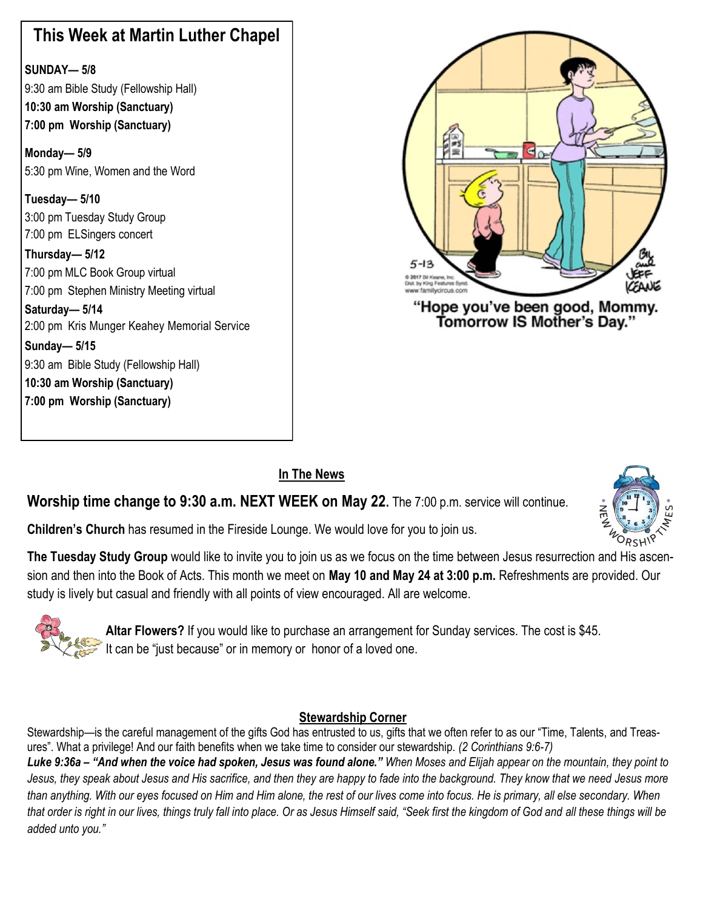## This Week at Martin Luther Chapel

**SUNDAY— 5/8**
9:30 am Bible Study (Fellowship Hall)
**10:30 am Worship (Sanctuary)**
**7:00 pm Worship (Sanctuary)**

**Monday— 5/9**
5:30 pm Wine, Women and the Word

**Tuesday— 5/10**
3:00 pm Tuesday Study Group
7:00 pm ELSingers concert

**Thursday— 5/12**
7:00 pm MLC Book Group virtual
7:00 pm Stephen Ministry Meeting virtual

**Saturday— 5/14**
2:00 pm Kris Munger Keahey Memorial Service

**Sunday— 5/15**
9:30 am Bible Study (Fellowship Hall)
**10:30 am Worship (Sanctuary)**
**7:00 pm Worship (Sanctuary)**

"Hope you've been good, Mommy. Tomorrow IS Mother's Day."

## In The News

**Worship time change to 9:30 a.m. NEXT WEEK on May 22.** The 7:00 p.m. service will continue.

**Children's Church** has resumed in the Fireside Lounge. We would love for you to join us.

**The Tuesday Study Group** would like to invite you to join us as we focus on the time between Jesus resurrection and His ascension and then into the Book of Acts. This month we meet on **May 10 and May 24 at 3:00 p.m.** Refreshments are provided. Our study is lively but casual and friendly with all points of view encouraged. All are welcome.

**Altar Flowers?** If you would like to purchase an arrangement for Sunday services. The cost is $45. It can be "just because" or in memory or honor of a loved one.

## Stewardship Corner

Stewardship—is the careful management of the gifts God has entrusted to us, gifts that we often refer to as our "Time, Talents, and Treasures". What a privilege! And our faith benefits when we take time to consider our stewardship. *(2 Corinthians 9:6-7)*

***Luke 9:36a – "And when the voice had spoken, Jesus was found alone."*** *When Moses and Elijah appear on the mountain, they point to Jesus, they speak about Jesus and His sacrifice, and then they are happy to fade into the background. They know that we need Jesus more than anything. With our eyes focused on Him and Him alone, the rest of our lives come into focus. He is primary, all else secondary. When that order is right in our lives, things truly fall into place. Or as Jesus Himself said, "Seek first the kingdom of God and all these things will be added unto you."*